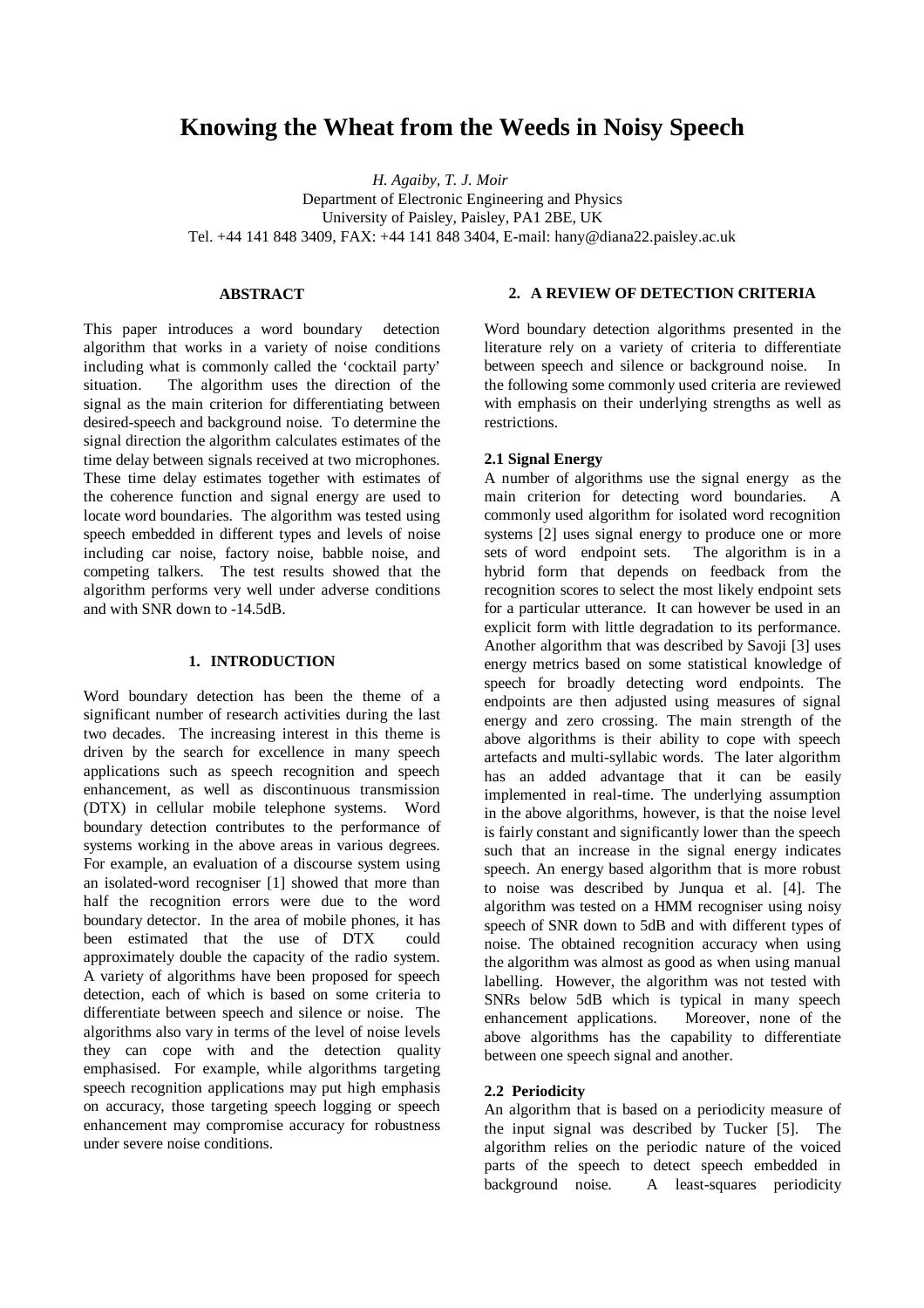# Knowing the Wheat from the Weeds in Noisy Speech

*H. Agaiby, T. J. Moir*
Department of Electronic Engineering and Physics
University of Paisley, Paisley, PA1 2BE, UK
Tel. +44 141 848 3409, FAX: +44 141 848 3404, E-mail: hany@diana22.paisley.ac.uk

## ABSTRACT

This paper introduces a word boundary detection algorithm that works in a variety of noise conditions including what is commonly called the 'cocktail party' situation. The algorithm uses the direction of the signal as the main criterion for differentiating between desired-speech and background noise. To determine the signal direction the algorithm calculates estimates of the time delay between signals received at two microphones. These time delay estimates together with estimates of the coherence function and signal energy are used to locate word boundaries. The algorithm was tested using speech embedded in different types and levels of noise including car noise, factory noise, babble noise, and competing talkers. The test results showed that the algorithm performs very well under adverse conditions and with SNR down to -14.5dB.

## 1. INTRODUCTION

Word boundary detection has been the theme of a significant number of research activities during the last two decades. The increasing interest in this theme is driven by the search for excellence in many speech applications such as speech recognition and speech enhancement, as well as discontinuous transmission (DTX) in cellular mobile telephone systems. Word boundary detection contributes to the performance of systems working in the above areas in various degrees. For example, an evaluation of a discourse system using an isolated-word recogniser [1] showed that more than half the recognition errors were due to the word boundary detector. In the area of mobile phones, it has been estimated that the use of DTX could approximately double the capacity of the radio system. A variety of algorithms have been proposed for speech detection, each of which is based on some criteria to differentiate between speech and silence or noise. The algorithms also vary in terms of the level of noise levels they can cope with and the detection quality emphasised. For example, while algorithms targeting speech recognition applications may put high emphasis on accuracy, those targeting speech logging or speech enhancement may compromise accuracy for robustness under severe noise conditions.

## 2. A REVIEW OF DETECTION CRITERIA

Word boundary detection algorithms presented in the literature rely on a variety of criteria to differentiate between speech and silence or background noise. In the following some commonly used criteria are reviewed with emphasis on their underlying strengths as well as restrictions.

### 2.1 Signal Energy

A number of algorithms use the signal energy as the main criterion for detecting word boundaries. A commonly used algorithm for isolated word recognition systems [2] uses signal energy to produce one or more sets of word endpoint sets. The algorithm is in a hybrid form that depends on feedback from the recognition scores to select the most likely endpoint sets for a particular utterance. It can however be used in an explicit form with little degradation to its performance. Another algorithm that was described by Savoji [3] uses energy metrics based on some statistical knowledge of speech for broadly detecting word endpoints. The endpoints are then adjusted using measures of signal energy and zero crossing. The main strength of the above algorithms is their ability to cope with speech artefacts and multi-syllabic words. The later algorithm has an added advantage that it can be easily implemented in real-time. The underlying assumption in the above algorithms, however, is that the noise level is fairly constant and significantly lower than the speech such that an increase in the signal energy indicates speech. An energy based algorithm that is more robust to noise was described by Junqua et al. [4]. The algorithm was tested on a HMM recogniser using noisy speech of SNR down to 5dB and with different types of noise. The obtained recognition accuracy when using the algorithm was almost as good as when using manual labelling. However, the algorithm was not tested with SNRs below 5dB which is typical in many speech enhancement applications. Moreover, none of the above algorithms has the capability to differentiate between one speech signal and another.

### 2.2 Periodicity

An algorithm that is based on a periodicity measure of the input signal was described by Tucker [5]. The algorithm relies on the periodic nature of the voiced parts of the speech to detect speech embedded in background noise. A least-squares periodicity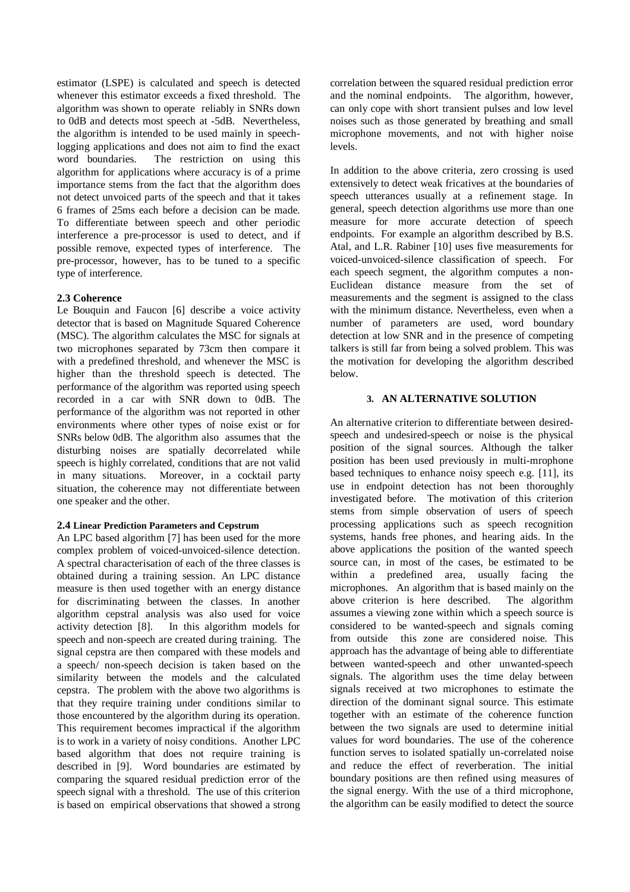estimator (LSPE) is calculated and speech is detected whenever this estimator exceeds a fixed threshold. The algorithm was shown to operate reliably in SNRs down to 0dB and detects most speech at -5dB. Nevertheless, the algorithm is intended to be used mainly in speech-logging applications and does not aim to find the exact word boundaries. The restriction on using this algorithm for applications where accuracy is of a prime importance stems from the fact that the algorithm does not detect unvoiced parts of the speech and that it takes 6 frames of 25ms each before a decision can be made. To differentiate between speech and other periodic interference a pre-processor is used to detect, and if possible remove, expected types of interference. The pre-processor, however, has to be tuned to a specific type of interference.

### 2.3 Coherence

Le Bouquin and Faucon [6] describe a voice activity detector that is based on Magnitude Squared Coherence (MSC). The algorithm calculates the MSC for signals at two microphones separated by 73cm then compare it with a predefined threshold, and whenever the MSC is higher than the threshold speech is detected. The performance of the algorithm was reported using speech recorded in a car with SNR down to 0dB. The performance of the algorithm was not reported in other environments where other types of noise exist or for SNRs below 0dB. The algorithm also assumes that the disturbing noises are spatially decorrelated while speech is highly correlated, conditions that are not valid in many situations. Moreover, in a cocktail party situation, the coherence may not differentiate between one speaker and the other.

### 2.4 Linear Prediction Parameters and Cepstrum

An LPC based algorithm [7] has been used for the more complex problem of voiced-unvoiced-silence detection. A spectral characterisation of each of the three classes is obtained during a training session. An LPC distance measure is then used together with an energy distance for discriminating between the classes. In another algorithm cepstral analysis was also used for voice activity detection [8]. In this algorithm models for speech and non-speech are created during training. The signal cepstra are then compared with these models and a speech/ non-speech decision is taken based on the similarity between the models and the calculated cepstra. The problem with the above two algorithms is that they require training under conditions similar to those encountered by the algorithm during its operation. This requirement becomes impractical if the algorithm is to work in a variety of noisy conditions. Another LPC based algorithm that does not require training is described in [9]. Word boundaries are estimated by comparing the squared residual prediction error of the speech signal with a threshold. The use of this criterion is based on empirical observations that showed a strong correlation between the squared residual prediction error and the nominal endpoints. The algorithm, however, can only cope with short transient pulses and low level noises such as those generated by breathing and small microphone movements, and not with higher noise levels.

In addition to the above criteria, zero crossing is used extensively to detect weak fricatives at the boundaries of speech utterances usually at a refinement stage. In general, speech detection algorithms use more than one measure for more accurate detection of speech endpoints. For example an algorithm described by B.S. Atal, and L.R. Rabiner [10] uses five measurements for voiced-unvoiced-silence classification of speech. For each speech segment, the algorithm computes a non-Euclidean distance measure from the set of measurements and the segment is assigned to the class with the minimum distance. Nevertheless, even when a number of parameters are used, word boundary detection at low SNR and in the presence of competing talkers is still far from being a solved problem. This was the motivation for developing the algorithm described below.

## 3. AN ALTERNATIVE SOLUTION

An alternative criterion to differentiate between desired-speech and undesired-speech or noise is the physical position of the signal sources. Although the talker position has been used previously in multi-mrophone based techniques to enhance noisy speech e.g. [11], its use in endpoint detection has not been thoroughly investigated before. The motivation of this criterion stems from simple observation of users of speech processing applications such as speech recognition systems, hands free phones, and hearing aids. In the above applications the position of the wanted speech source can, in most of the cases, be estimated to be within a predefined area, usually facing the microphones. An algorithm that is based mainly on the above criterion is here described. The algorithm assumes a viewing zone within which a speech source is considered to be wanted-speech and signals coming from outside this zone are considered noise. This approach has the advantage of being able to differentiate between wanted-speech and other unwanted-speech signals. The algorithm uses the time delay between signals received at two microphones to estimate the direction of the dominant signal source. This estimate together with an estimate of the coherence function between the two signals are used to determine initial values for word boundaries. The use of the coherence function serves to isolated spatially un-correlated noise and reduce the effect of reverberation. The initial boundary positions are then refined using measures of the signal energy. With the use of a third microphone, the algorithm can be easily modified to detect the source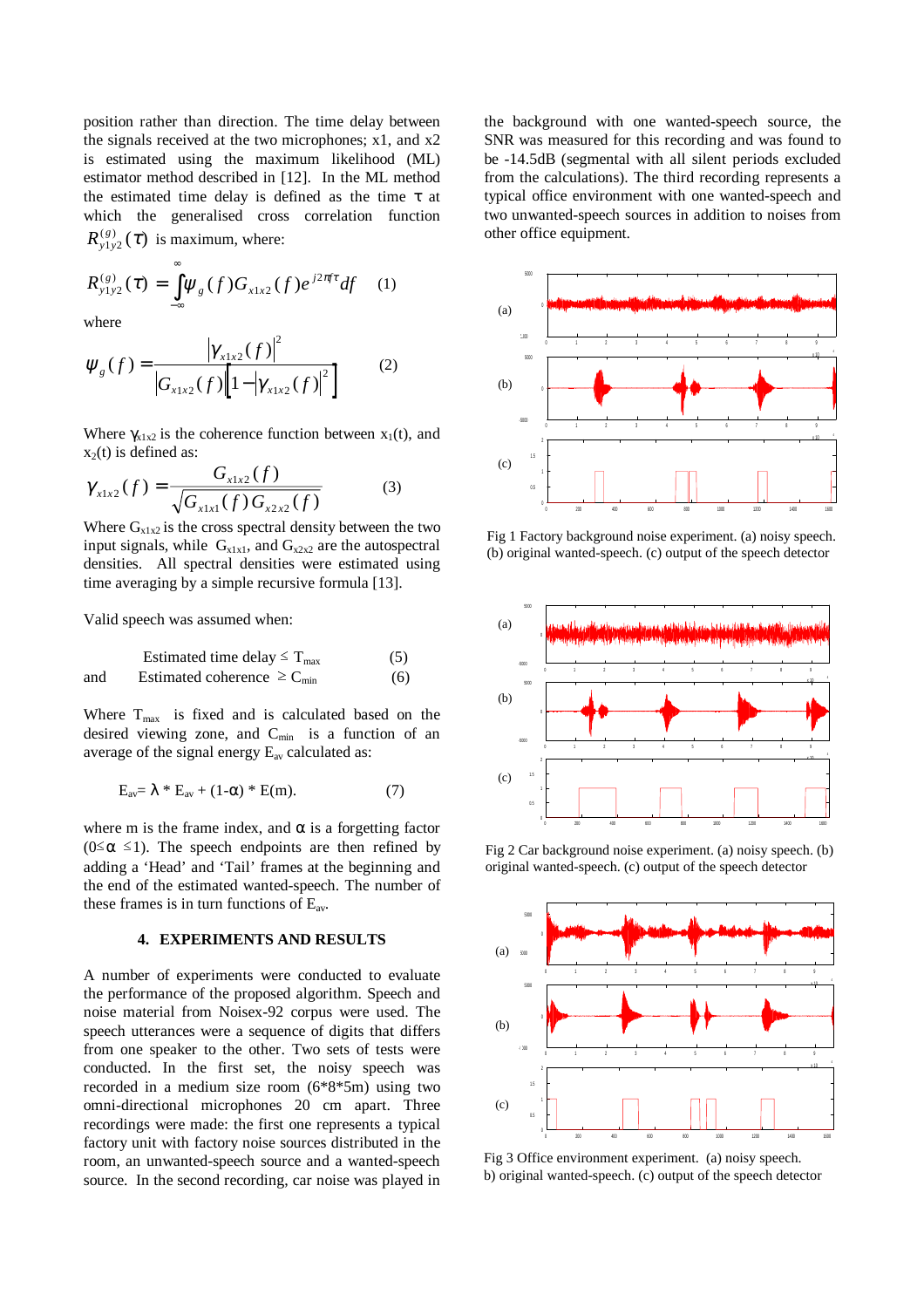position rather than direction. The time delay between the signals received at the two microphones; x1, and x2 is estimated using the maximum likelihood (ML) estimator method described in [12]. In the ML method the estimated time delay is defined as the time $\tau$ at which the generalised cross correlation function $R^{(g)}_{y1y2}(\tau)$ is maximum, where:

$$R^{(g)}_{y1y2}(\tau) = \int_{-\infty}^{\infty} \psi_g(f) G_{x1x2}(f) e^{j2\pi f\tau} df \quad (1)$$

where

$$\psi_g(f) = \frac{|\gamma_{x1x2}(f)|^2}{|G_{x1x2}(f)|\left[1 - |\gamma_{x1x2}(f)|^2\right]} \quad (2)$$

Where $\gamma_{x1x2}$ is the coherence function between $x_1(t)$, and $x_2(t)$ is defined as:

$$\gamma_{x1x2}(f) = \frac{G_{x1x2}(f)}{\sqrt{G_{x1x1}(f) G_{x2x2}(f)}} \quad (3)$$

Where $G_{x1x2}$ is the cross spectral density between the two input signals, while $G_{x1x1}$, and $G_{x2x2}$ are the autospectral densities. All spectral densities were estimated using time averaging by a simple recursive formula [13].

Valid speech was assumed when:

Estimated time delay $\leq T_{max}$ (5)

and Estimated coherence $\geq C_{min}$ (6)

Where $T_{max}$ is fixed and is calculated based on the desired viewing zone, and $C_{min}$ is a function of an average of the signal energy $E_{av}$ calculated as:

$$E_{av} = \lambda * E_{av} + (1-\alpha) * E(m). \quad (7)$$

where m is the frame index, and $\alpha$ is a forgetting factor ($0 \leq \alpha \leq 1$). The speech endpoints are then refined by adding a 'Head' and 'Tail' frames at the beginning and the end of the estimated wanted-speech. The number of these frames is in turn functions of $E_{av}$.

## 4. EXPERIMENTS AND RESULTS

A number of experiments were conducted to evaluate the performance of the proposed algorithm. Speech and noise material from Noisex-92 corpus were used. The speech utterances were a sequence of digits that differs from one speaker to the other. Two sets of tests were conducted. In the first set, the noisy speech was recorded in a medium size room (6*8*5m) using two omni-directional microphones 20 cm apart. Three recordings were made: the first one represents a typical factory unit with factory noise sources distributed in the room, an unwanted-speech source and a wanted-speech source. In the second recording, car noise was played in the background with one wanted-speech source, the SNR was measured for this recording and was found to be -14.5dB (segmental with all silent periods excluded from the calculations). The third recording represents a typical office environment with one wanted-speech and two unwanted-speech sources in addition to noises from other office equipment.

Fig 1 Factory background noise experiment. (a) noisy speech. (b) original wanted-speech. (c) output of the speech detector

Fig 2 Car background noise experiment. (a) noisy speech. (b) original wanted-speech. (c) output of the speech detector

Fig 3 Office environment experiment. (a) noisy speech. b) original wanted-speech. (c) output of the speech detector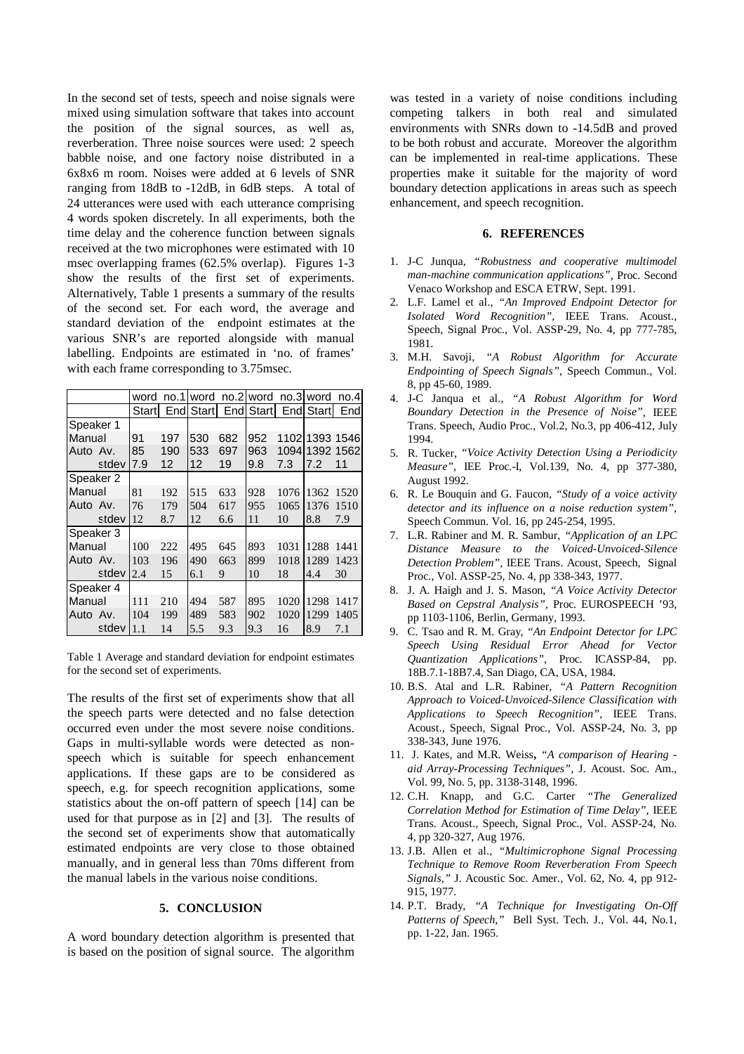In the second set of tests, speech and noise signals were mixed using simulation software that takes into account the position of the signal sources, as well as, reverberation. Three noise sources were used: 2 speech babble noise, and one factory noise distributed in a 6x8x6 m room. Noises were added at 6 levels of SNR ranging from 18dB to -12dB, in 6dB steps. A total of 24 utterances were used with each utterance comprising 4 words spoken discretely. In all experiments, both the time delay and the coherence function between signals received at the two microphones were estimated with 10 msec overlapping frames (62.5% overlap). Figures 1-3 show the results of the first set of experiments. Alternatively, Table 1 presents a summary of the results of the second set. For each word, the average and standard deviation of the endpoint estimates at the various SNR's are reported alongside with manual labelling. Endpoints are estimated in 'no. of frames' with each frame corresponding to 3.75msec.

| | word no.1 | | word no.2 | | word no.3 | | word no.4 | |
|---|---|---|---|---|---|---|---|---|
| | Start | End | Start | End | Start | End | Start | End |
| Speaker 1 | | | | | | | | |
| Manual | 91 | 197 | 530 | 682 | 952 | 1102 | 1393 | 1546 |
| Auto Av. | 85 | 190 | 533 | 697 | 963 | 1094 | 1392 | 1562 |
| stdev | 7.9 | 12 | 12 | 19 | 9.8 | 7.3 | 7.2 | 11 |
| Speaker 2 | | | | | | | | |
| Manual | 81 | 192 | 515 | 633 | 928 | 1076 | 1362 | 1520 |
| Auto Av. | 76 | 179 | 504 | 617 | 955 | 1065 | 1376 | 1510 |
| stdev | 12 | 8.7 | 12 | 6.6 | 11 | 10 | 8.8 | 7.9 |
| Speaker 3 | | | | | | | | |
| Manual | 100 | 222 | 495 | 645 | 893 | 1031 | 1288 | 1441 |
| Auto Av. | 103 | 196 | 490 | 663 | 899 | 1018 | 1289 | 1423 |
| stdev | 2.4 | 15 | 6.1 | 9 | 10 | 18 | 4.4 | 30 |
| Speaker 4 | | | | | | | | |
| Manual | 111 | 210 | 494 | 587 | 895 | 1020 | 1298 | 1417 |
| Auto Av. | 104 | 199 | 489 | 583 | 902 | 1020 | 1299 | 1405 |
| stdev | 1.1 | 14 | 5.5 | 9.3 | 9.3 | 16 | 8.9 | 7.1 |

Table 1 Average and standard deviation for endpoint estimates for the second set of experiments.

The results of the first set of experiments show that all the speech parts were detected and no false detection occurred even under the most severe noise conditions. Gaps in multi-syllable words were detected as non-speech which is suitable for speech enhancement applications. If these gaps are to be considered as speech, e.g. for speech recognition applications, some statistics about the on-off pattern of speech [14] can be used for that purpose as in [2] and [3]. The results of the second set of experiments show that automatically estimated endpoints are very close to those obtained manually, and in general less than 70ms different from the manual labels in the various noise conditions.

## 5. CONCLUSION

A word boundary detection algorithm is presented that is based on the position of signal source. The algorithm was tested in a variety of noise conditions including competing talkers in both real and simulated environments with SNRs down to -14.5dB and proved to be both robust and accurate. Moreover the algorithm can be implemented in real-time applications. These properties make it suitable for the majority of word boundary detection applications in areas such as speech enhancement, and speech recognition.

## 6. REFERENCES

1. J-C Junqua, *"Robustness and cooperative multimodel man-machine communication applications"*, Proc. Second Venaco Workshop and ESCA ETRW, Sept. 1991.
2. L.F. Lamel et al., *"An Improved Endpoint Detector for Isolated Word Recognition"*, IEEE Trans. Acoust., Speech, Signal Proc., Vol. ASSP-29, No. 4, pp 777-785, 1981.
3. M.H. Savoji, *"A Robust Algorithm for Accurate Endpointing of Speech Signals"*, Speech Commun., Vol. 8, pp 45-60, 1989.
4. J-C Janqua et al., *"A Robust Algorithm for Word Boundary Detection in the Presence of Noise"*, IEEE Trans. Speech, Audio Proc., Vol.2, No.3, pp 406-412, July 1994.
5. R. Tucker, *"Voice Activity Detection Using a Periodicity Measure"*, IEE Proc.-I, Vol.139, No. 4, pp 377-380, August 1992.
6. R. Le Bouquin and G. Faucon, *"Study of a voice activity detector and its influence on a noise reduction system"*, Speech Commun. Vol. 16, pp 245-254, 1995.
7. L.R. Rabiner and M. R. Sambur, *"Application of an LPC Distance Measure to the Voiced-Unvoiced-Silence Detection Problem"*, IEEE Trans. Acoust, Speech, Signal Proc., Vol. ASSP-25, No. 4, pp 338-343, 1977.
8. J. A. Haigh and J. S. Mason, *"A Voice Activity Detector Based on Cepstral Analysis"*, Proc. EUROSPEECH '93, pp 1103-1106, Berlin, Germany, 1993.
9. C. Tsao and R. M. Gray, *"An Endpoint Detector for LPC Speech Using Residual Error Ahead for Vector Quantization Applications"*, Proc. ICASSP-84, pp. 18B.7.1-18B7.4, San Diago, CA, USA, 1984.
10. B.S. Atal and L.R. Rabiner, *"A Pattern Recognition Approach to Voiced-Unvoiced-Silence Classification with Applications to Speech Recognition"*, IEEE Trans. Acoust., Speech, Signal Proc., Vol. ASSP-24, No. 3, pp 338-343, June 1976.
11. J. Kates, and M.R. Weiss, *"A comparison of Hearing - aid Array-Processing Techniques"*, J. Acoust. Soc. Am., Vol. 99, No. 5, pp. 3138-3148, 1996.
12. C.H. Knapp, and G.C. Carter *"The Generalized Correlation Method for Estimation of Time Delay"*, IEEE Trans. Acoust., Speech, Signal Proc., Vol. ASSP-24, No. 4, pp 320-327, Aug 1976.
13. J.B. Allen et al., *"Multimicrophone Signal Processing Technique to Remove Room Reverberation From Speech Signals,"* J. Acoustic Soc. Amer., Vol. 62, No. 4, pp 912-915, 1977.
14. P.T. Brady, *"A Technique for Investigating On-Off Patterns of Speech,"* Bell Syst. Tech. J., Vol. 44, No.1, pp. 1-22, Jan. 1965.